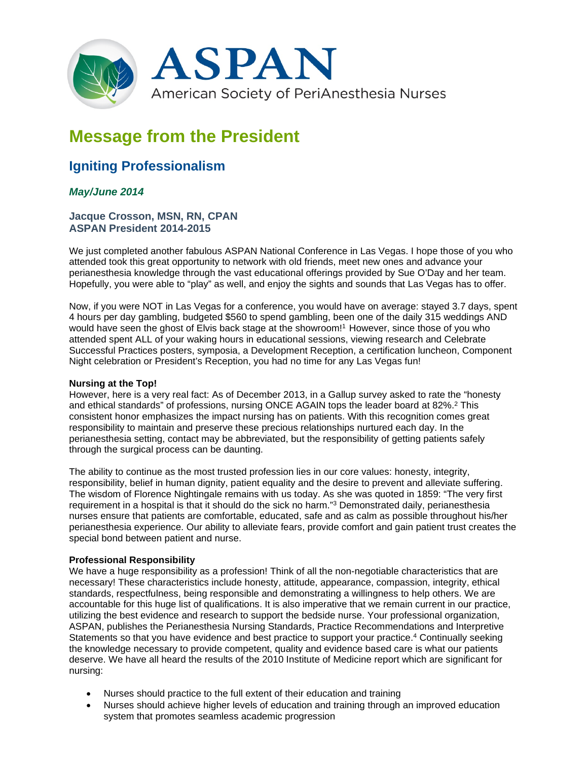# ASPAN

American Society of PeriAnesthesia Nurses

## Message from the President

### Igniting Professionalism

***May/June 2014***

**Jacque Crosson, MSN, RN, CPAN**
**ASPAN President 2014-2015**

We just completed another fabulous ASPAN National Conference in Las Vegas. I hope those of you who attended took this great opportunity to network with old friends, meet new ones and advance your perianesthesia knowledge through the vast educational offerings provided by Sue O'Day and her team. Hopefully, you were able to "play" as well, and enjoy the sights and sounds that Las Vegas has to offer.

Now, if you were NOT in Las Vegas for a conference, you would have on average: stayed 3.7 days, spent 4 hours per day gambling, budgeted $560 to spend gambling, been one of the daily 315 weddings AND would have seen the ghost of Elvis back stage at the showroom![1] However, since those of you who attended spent ALL of your waking hours in educational sessions, viewing research and Celebrate Successful Practices posters, symposia, a Development Reception, a certification luncheon, Component Night celebration or President's Reception, you had no time for any Las Vegas fun!

**Nursing at the Top!**

However, here is a very real fact: As of December 2013, in a Gallup survey asked to rate the "honesty and ethical standards" of professions, nursing ONCE AGAIN tops the leader board at 82%.[2] This consistent honor emphasizes the impact nursing has on patients. With this recognition comes great responsibility to maintain and preserve these precious relationships nurtured each day. In the perianesthesia setting, contact may be abbreviated, but the responsibility of getting patients safely through the surgical process can be daunting.

The ability to continue as the most trusted profession lies in our core values: honesty, integrity, responsibility, belief in human dignity, patient equality and the desire to prevent and alleviate suffering. The wisdom of Florence Nightingale remains with us today. As she was quoted in 1859: "The very first requirement in a hospital is that it should do the sick no harm."[3] Demonstrated daily, perianesthesia nurses ensure that patients are comfortable, educated, safe and as calm as possible throughout his/her perianesthesia experience. Our ability to alleviate fears, provide comfort and gain patient trust creates the special bond between patient and nurse.

**Professional Responsibility**

We have a huge responsibility as a profession! Think of all the non-negotiable characteristics that are necessary! These characteristics include honesty, attitude, appearance, compassion, integrity, ethical standards, respectfulness, being responsible and demonstrating a willingness to help others. We are accountable for this huge list of qualifications. It is also imperative that we remain current in our practice, utilizing the best evidence and research to support the bedside nurse. Your professional organization, ASPAN, publishes the Perianesthesia Nursing Standards, Practice Recommendations and Interpretive Statements so that you have evidence and best practice to support your practice.[4] Continually seeking the knowledge necessary to provide competent, quality and evidence based care is what our patients deserve. We have all heard the results of the 2010 Institute of Medicine report which are significant for nursing:

- Nurses should practice to the full extent of their education and training
- Nurses should achieve higher levels of education and training through an improved education system that promotes seamless academic progression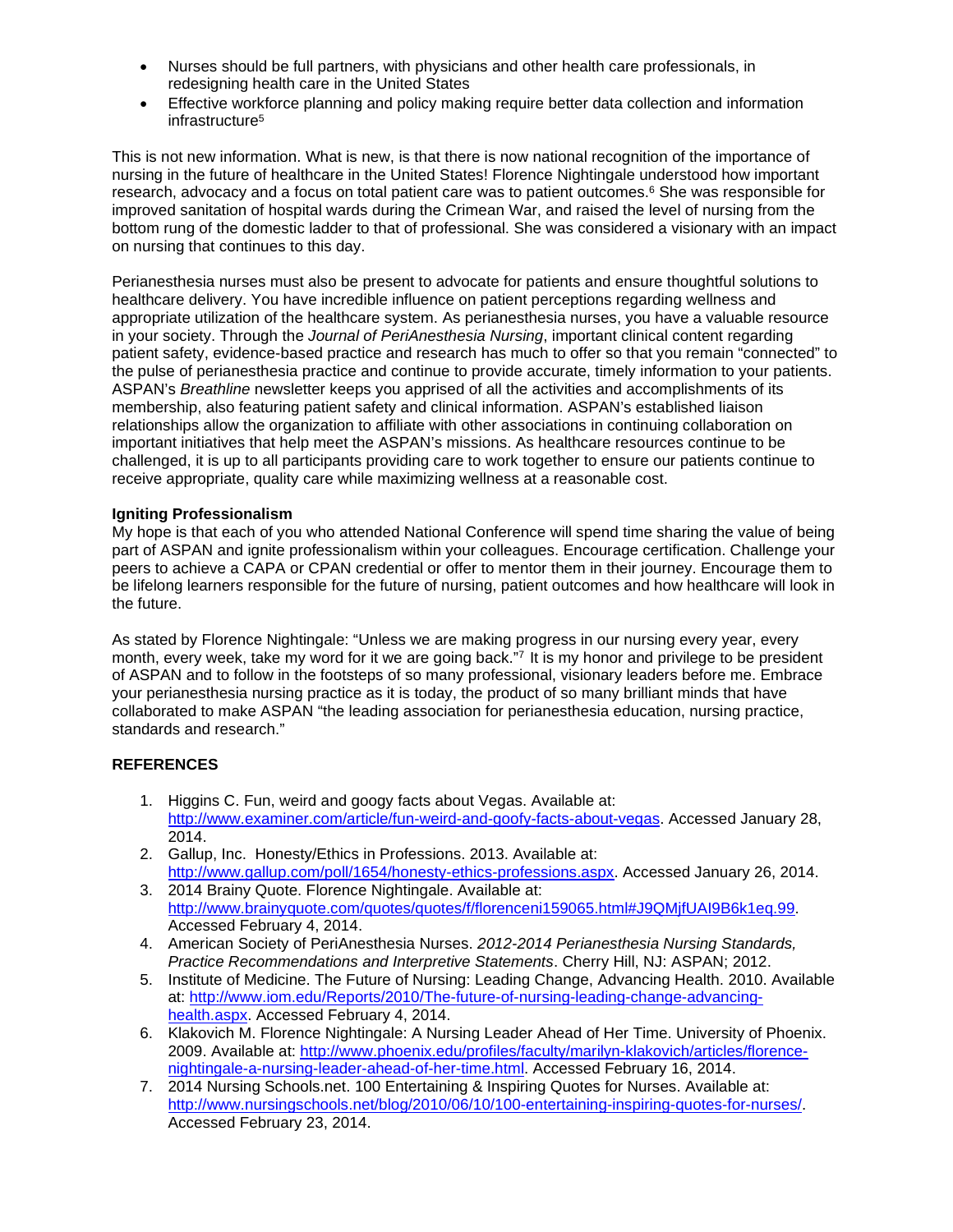- Nurses should be full partners, with physicians and other health care professionals, in redesigning health care in the United States
- Effective workforce planning and policy making require better data collection and information infrastructure[5]

This is not new information. What is new, is that there is now national recognition of the importance of nursing in the future of healthcare in the United States! Florence Nightingale understood how important research, advocacy and a focus on total patient care was to patient outcomes.[6] She was responsible for improved sanitation of hospital wards during the Crimean War, and raised the level of nursing from the bottom rung of the domestic ladder to that of professional. She was considered a visionary with an impact on nursing that continues to this day.

Perianesthesia nurses must also be present to advocate for patients and ensure thoughtful solutions to healthcare delivery. You have incredible influence on patient perceptions regarding wellness and appropriate utilization of the healthcare system. As perianesthesia nurses, you have a valuable resource in your society. Through the *Journal of PeriAnesthesia Nursing*, important clinical content regarding patient safety, evidence-based practice and research has much to offer so that you remain "connected" to the pulse of perianesthesia practice and continue to provide accurate, timely information to your patients. ASPAN's *Breathline* newsletter keeps you apprised of all the activities and accomplishments of its membership, also featuring patient safety and clinical information. ASPAN's established liaison relationships allow the organization to affiliate with other associations in continuing collaboration on important initiatives that help meet the ASPAN's missions. As healthcare resources continue to be challenged, it is up to all participants providing care to work together to ensure our patients continue to receive appropriate, quality care while maximizing wellness at a reasonable cost.

**Igniting Professionalism**

My hope is that each of you who attended National Conference will spend time sharing the value of being part of ASPAN and ignite professionalism within your colleagues. Encourage certification. Challenge your peers to achieve a CAPA or CPAN credential or offer to mentor them in their journey. Encourage them to be lifelong learners responsible for the future of nursing, patient outcomes and how healthcare will look in the future.

As stated by Florence Nightingale: "Unless we are making progress in our nursing every year, every month, every week, take my word for it we are going back."[7] It is my honor and privilege to be president of ASPAN and to follow in the footsteps of so many professional, visionary leaders before me. Embrace your perianesthesia nursing practice as it is today, the product of so many brilliant minds that have collaborated to make ASPAN "the leading association for perianesthesia education, nursing practice, standards and research."

## REFERENCES

1. Higgins C. Fun, weird and googy facts about Vegas. Available at: http://www.examiner.com/article/fun-weird-and-goofy-facts-about-vegas. Accessed January 28, 2014.
2. Gallup, Inc. Honesty/Ethics in Professions. 2013. Available at: http://www.gallup.com/poll/1654/honesty-ethics-professions.aspx. Accessed January 26, 2014.
3. 2014 Brainy Quote. Florence Nightingale. Available at: http://www.brainyquote.com/quotes/quotes/f/florenceni159065.html#J9QMjfUAI9B6k1eq.99. Accessed February 4, 2014.
4. American Society of PeriAnesthesia Nurses. *2012-2014 Perianesthesia Nursing Standards, Practice Recommendations and Interpretive Statements*. Cherry Hill, NJ: ASPAN; 2012.
5. Institute of Medicine. The Future of Nursing: Leading Change, Advancing Health. 2010. Available at: http://www.iom.edu/Reports/2010/The-future-of-nursing-leading-change-advancing-health.aspx. Accessed February 4, 2014.
6. Klakovich M. Florence Nightingale: A Nursing Leader Ahead of Her Time. University of Phoenix. 2009. Available at: http://www.phoenix.edu/profiles/faculty/marilyn-klakovich/articles/florence-nightingale-a-nursing-leader-ahead-of-her-time.html. Accessed February 16, 2014.
7. 2014 Nursing Schools.net. 100 Entertaining & Inspiring Quotes for Nurses. Available at: http://www.nursingschools.net/blog/2010/06/10/100-entertaining-inspiring-quotes-for-nurses/. Accessed February 23, 2014.